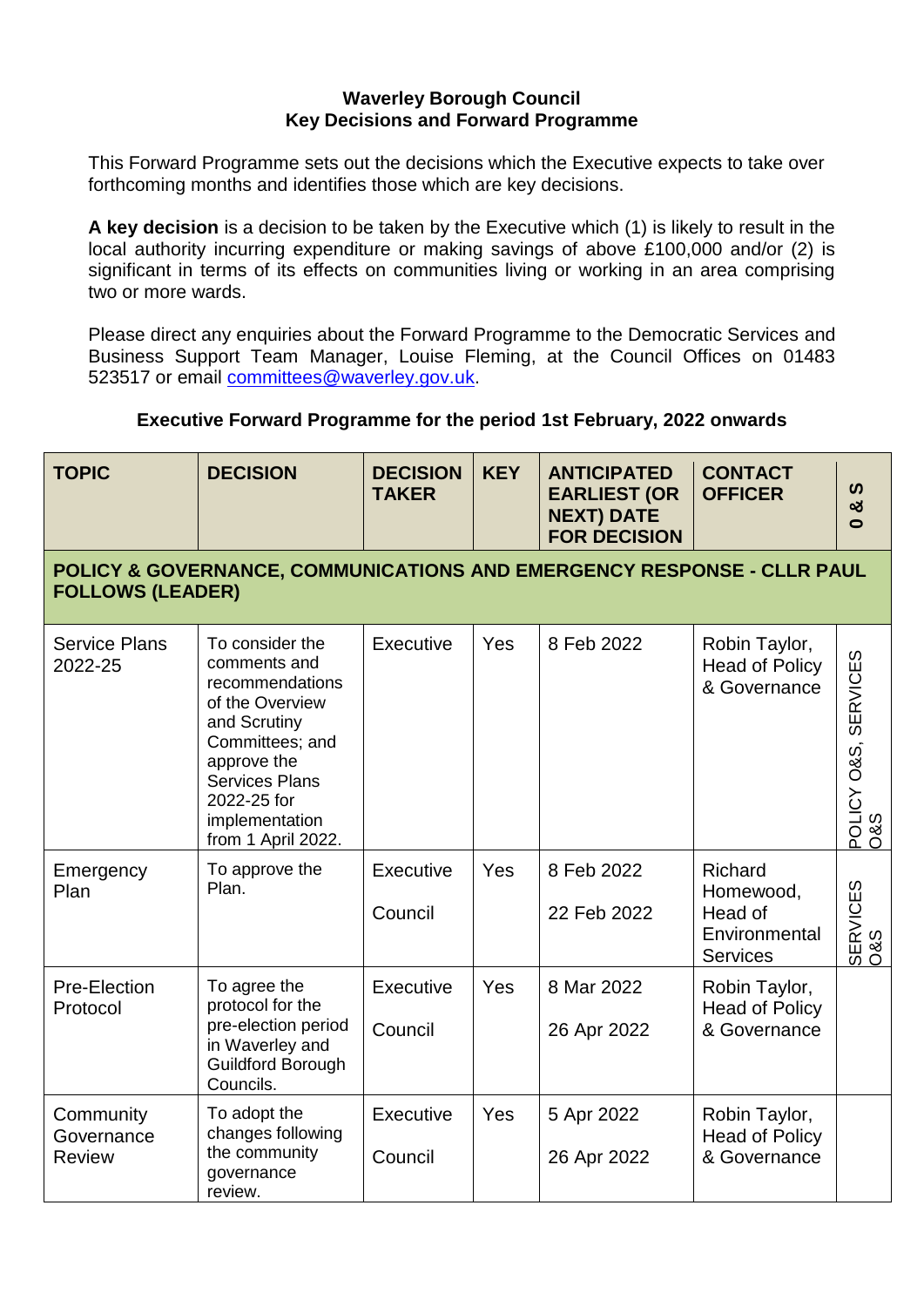**Waverley Borough Council**
**Key Decisions and Forward Programme**

This Forward Programme sets out the decisions which the Executive expects to take over forthcoming months and identifies those which are key decisions.

**A key decision** is a decision to be taken by the Executive which (1) is likely to result in the local authority incurring expenditure or making savings of above £100,000 and/or (2) is significant in terms of its effects on communities living or working in an area comprising two or more wards.

Please direct any enquiries about the Forward Programme to the Democratic Services and Business Support Team Manager, Louise Fleming, at the Council Offices on 01483 523517 or email committees@waverley.gov.uk.

**Executive Forward Programme for the period 1st February, 2022 onwards**

| TOPIC | DECISION | DECISION TAKER | KEY | ANTICIPATED EARLIEST (OR NEXT) DATE FOR DECISION | CONTACT OFFICER | O & S |
|---|---|---|---|---|---|---|
| **POLICY & GOVERNANCE, COMMUNICATIONS AND EMERGENCY RESPONSE - CLLR PAUL FOLLOWS (LEADER)** | | | | | | |
| Service Plans 2022-25 | To consider the comments and recommendations of the Overview and Scrutiny Committees; and approve the Services Plans 2022-25 for implementation from 1 April 2022. | Executive | Yes | 8 Feb 2022 | Robin Taylor, Head of Policy & Governance | POLICY O&S, SERVICES O&S |
| Emergency Plan | To approve the Plan. | Executive<br>Council | Yes | 8 Feb 2022<br>22 Feb 2022 | Richard Homewood, Head of Environmental Services | SERVICES O&S |
| Pre-Election Protocol | To agree the protocol for the pre-election period in Waverley and Guildford Borough Councils. | Executive<br>Council | Yes | 8 Mar 2022<br>26 Apr 2022 | Robin Taylor, Head of Policy & Governance | |
| Community Governance Review | To adopt the changes following the community governance review. | Executive<br>Council | Yes | 5 Apr 2022<br>26 Apr 2022 | Robin Taylor, Head of Policy & Governance | |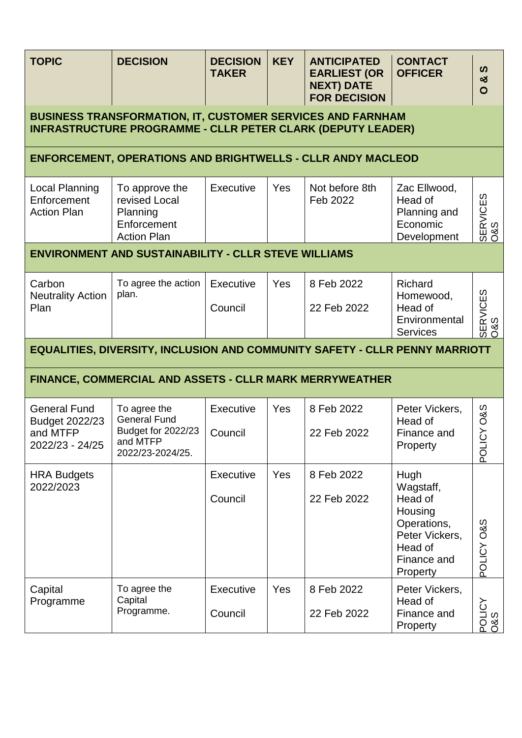| TOPIC | DECISION | DECISION TAKER | KEY | ANTICIPATED EARLIEST (OR NEXT) DATE FOR DECISION | CONTACT OFFICER | O & S |
|---|---|---|---|---|---|---|
| **BUSINESS TRANSFORMATION, IT, CUSTOMER SERVICES AND FARNHAM INFRASTRUCTURE PROGRAMME - CLLR PETER CLARK (DEPUTY LEADER)** | | | | | | |
| **ENFORCEMENT, OPERATIONS AND BRIGHTWELLS - CLLR ANDY MACLEOD** | | | | | | |
| Local Planning Enforcement Action Plan | To approve the revised Local Planning Enforcement Action Plan | Executive | Yes | Not before 8th Feb 2022 | Zac Ellwood, Head of Planning and Economic Development | SERVICES O&S |
| **ENVIRONMENT AND SUSTAINABILITY - CLLR STEVE WILLIAMS** | | | | | | |
| Carbon Neutrality Action Plan | To agree the action plan. | Executive<br>Council | Yes | 8 Feb 2022<br>22 Feb 2022 | Richard Homewood, Head of Environmental Services | SERVICES O&S |
| **EQUALITIES, DIVERSITY, INCLUSION AND COMMUNITY SAFETY - CLLR PENNY MARRIOTT** | | | | | | |
| **FINANCE, COMMERCIAL AND ASSETS - CLLR MARK MERRYWEATHER** | | | | | | |
| General Fund Budget 2022/23 and MTFP 2022/23 - 24/25 | To agree the General Fund Budget for 2022/23 and MTFP 2022/23-2024/25. | Executive<br>Council | Yes | 8 Feb 2022<br>22 Feb 2022 | Peter Vickers, Head of Finance and Property | POLICY O&S |
| HRA Budgets 2022/2023 | | Executive<br>Council | Yes | 8 Feb 2022<br>22 Feb 2022 | Hugh Wagstaff, Head of Housing Operations, Peter Vickers, Head of Finance and Property | POLICY O&S |
| Capital Programme | To agree the Capital Programme. | Executive<br>Council | Yes | 8 Feb 2022<br>22 Feb 2022 | Peter Vickers, Head of Finance and Property | POLICY O&S |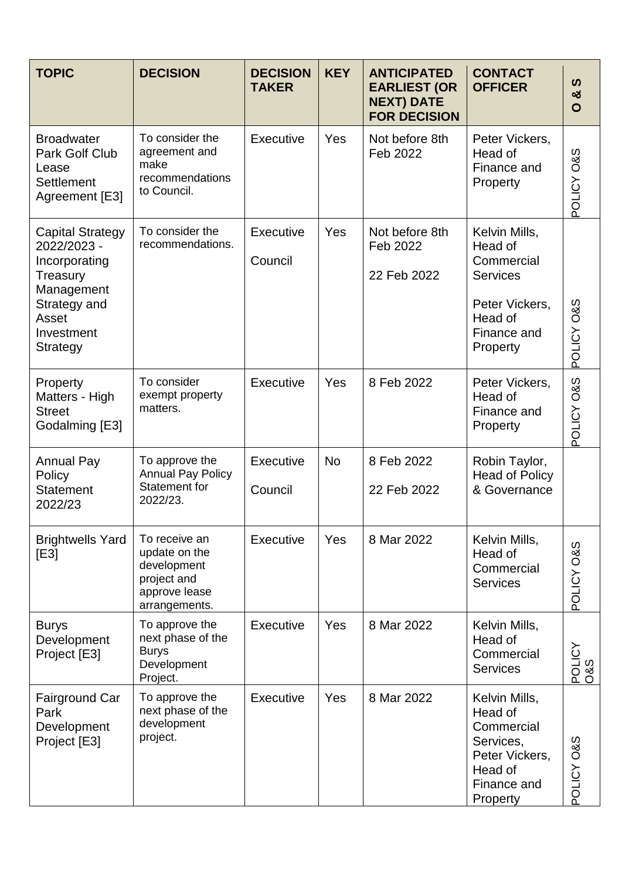| TOPIC | DECISION | DECISION TAKER | KEY | ANTICIPATED EARLIEST (OR NEXT) DATE FOR DECISION | CONTACT OFFICER | O & S |
|---|---|---|---|---|---|---|
| Broadwater Park Golf Club Lease Settlement Agreement [E3] | To consider the agreement and make recommendations to Council. | Executive | Yes | Not before 8th Feb 2022 | Peter Vickers, Head of Finance and Property | POLICY O&S |
| Capital Strategy 2022/2023 - Incorporating Treasury Management Strategy and Asset Investment Strategy | To consider the recommendations. | Executive<br><br>Council | Yes | Not before 8th Feb 2022<br><br>22 Feb 2022 | Kelvin Mills, Head of Commercial Services<br><br>Peter Vickers, Head of Finance and Property | POLICY O&S |
| Property Matters - High Street Godalming [E3] | To consider exempt property matters. | Executive | Yes | 8 Feb 2022 | Peter Vickers, Head of Finance and Property | POLICY O&S |
| Annual Pay Policy Statement 2022/23 | To approve the Annual Pay Policy Statement for 2022/23. | Executive<br><br>Council | No | 8 Feb 2022<br><br>22 Feb 2022 | Robin Taylor, Head of Policy & Governance | |
| Brightwells Yard [E3] | To receive an update on the development project and approve lease arrangements. | Executive | Yes | 8 Mar 2022 | Kelvin Mills, Head of Commercial Services | POLICY O&S |
| Burys Development Project [E3] | To approve the next phase of the Burys Development Project. | Executive | Yes | 8 Mar 2022 | Kelvin Mills, Head of Commercial Services | POLICY O&S |
| Fairground Car Park Development Project [E3] | To approve the next phase of the development project. | Executive | Yes | 8 Mar 2022 | Kelvin Mills, Head of Commercial Services, Peter Vickers, Head of Finance and Property | POLICY O&S |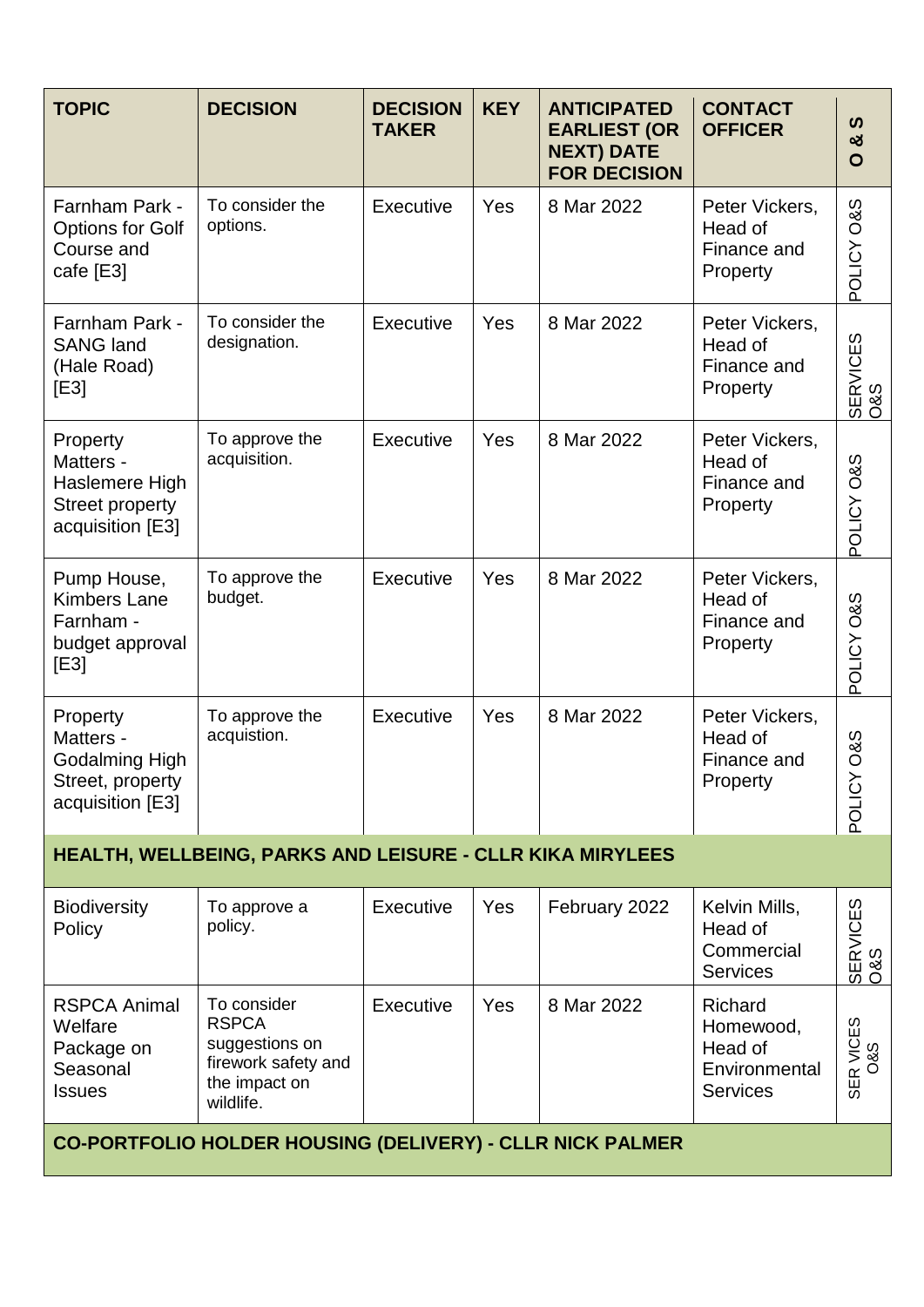| TOPIC | DECISION | DECISION TAKER | KEY | ANTICIPATED EARLIEST (OR NEXT) DATE FOR DECISION | CONTACT OFFICER | O & S |
|---|---|---|---|---|---|---|
| Farnham Park - Options for Golf Course and cafe [E3] | To consider the options. | Executive | Yes | 8 Mar 2022 | Peter Vickers, Head of Finance and Property | POLICY O&S |
| Farnham Park - SANG land (Hale Road) [E3] | To consider the designation. | Executive | Yes | 8 Mar 2022 | Peter Vickers, Head of Finance and Property | SERVICES O&S |
| Property Matters - Haslemere High Street property acquisition [E3] | To approve the acquisition. | Executive | Yes | 8 Mar 2022 | Peter Vickers, Head of Finance and Property | POLICY O&S |
| Pump House, Kimbers Lane Farnham - budget approval [E3] | To approve the budget. | Executive | Yes | 8 Mar 2022 | Peter Vickers, Head of Finance and Property | POLICY O&S |
| Property Matters - Godalming High Street, property acquisition [E3] | To approve the acquistion. | Executive | Yes | 8 Mar 2022 | Peter Vickers, Head of Finance and Property | POLICY O&S |
| **HEALTH, WELLBEING, PARKS AND LEISURE - CLLR KIKA MIRYLEES** | | | | | | |
| Biodiversity Policy | To approve a policy. | Executive | Yes | February 2022 | Kelvin Mills, Head of Commercial Services | SERVICES O&S |
| RSPCA Animal Welfare Package on Seasonal Issues | To consider RSPCA suggestions on firework safety and the impact on wildlife. | Executive | Yes | 8 Mar 2022 | Richard Homewood, Head of Environmental Services | SER VICES O&S |
| **CO-PORTFOLIO HOLDER HOUSING (DELIVERY) - CLLR NICK PALMER** | | | | | | |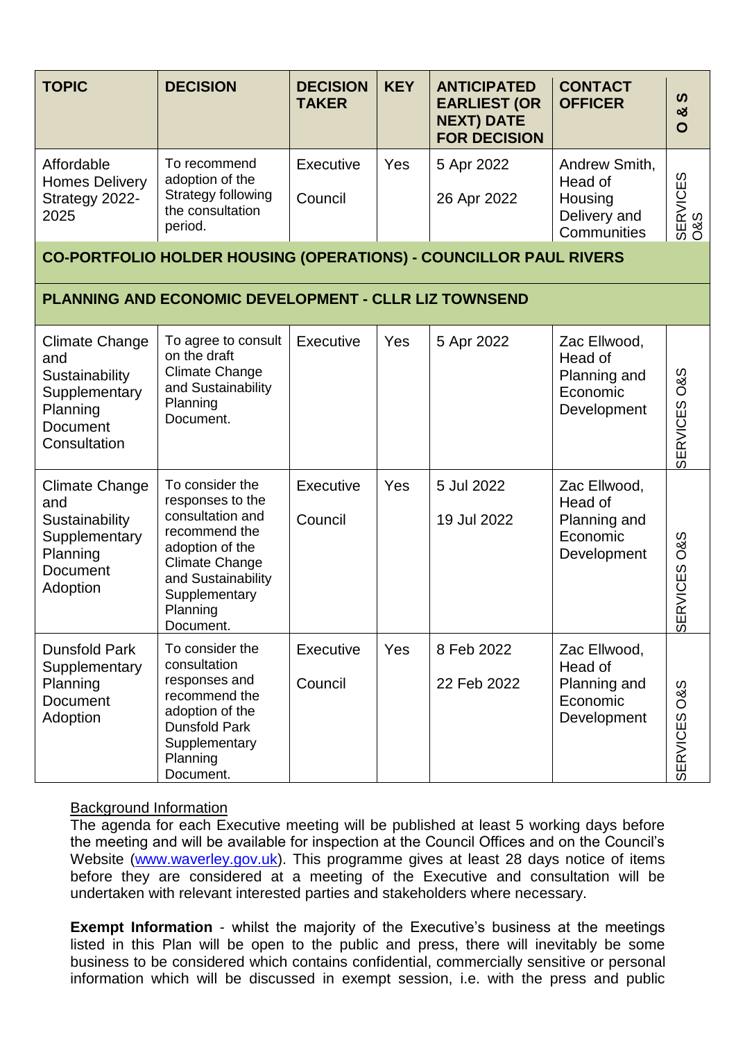| TOPIC | DECISION | DECISION TAKER | KEY | ANTICIPATED EARLIEST (OR NEXT) DATE FOR DECISION | CONTACT OFFICER | O & S |
|---|---|---|---|---|---|---|
| Affordable Homes Delivery Strategy 2022-2025 | To recommend adoption of the Strategy following the consultation period. | Executive<br>Council | Yes | 5 Apr 2022<br>26 Apr 2022 | Andrew Smith, Head of Housing Delivery and Communities | SERVICES O&S |
| **CO-PORTFOLIO HOLDER HOUSING (OPERATIONS) - COUNCILLOR PAUL RIVERS** | | | | | | |
| **PLANNING AND ECONOMIC DEVELOPMENT - CLLR LIZ TOWNSEND** | | | | | | |
| Climate Change and Sustainability Supplementary Planning Document Consultation | To agree to consult on the draft Climate Change and Sustainability Supplementary Planning Document. | Executive | Yes | 5 Apr 2022 | Zac Ellwood, Head of Planning and Economic Development | SERVICES O&S |
| Climate Change and Sustainability Supplementary Planning Document Adoption | To consider the responses to the consultation and recommend the adoption of the Climate Change and Sustainability Supplementary Planning Document. | Executive<br>Council | Yes | 5 Jul 2022<br>19 Jul 2022 | Zac Ellwood, Head of Planning and Economic Development | SERVICES O&S |
| Dunsfold Park Supplementary Planning Document Adoption | To consider the consultation responses and recommend the adoption of the Dunsfold Park Supplementary Planning Document. | Executive<br>Council | Yes | 8 Feb 2022<br>22 Feb 2022 | Zac Ellwood, Head of Planning and Economic Development | SERVICES O&S |

Background Information

The agenda for each Executive meeting will be published at least 5 working days before the meeting and will be available for inspection at the Council Offices and on the Council's Website (www.waverley.gov.uk). This programme gives at least 28 days notice of items before they are considered at a meeting of the Executive and consultation will be undertaken with relevant interested parties and stakeholders where necessary.

**Exempt Information** - whilst the majority of the Executive's business at the meetings listed in this Plan will be open to the public and press, there will inevitably be some business to be considered which contains confidential, commercially sensitive or personal information which will be discussed in exempt session, i.e. with the press and public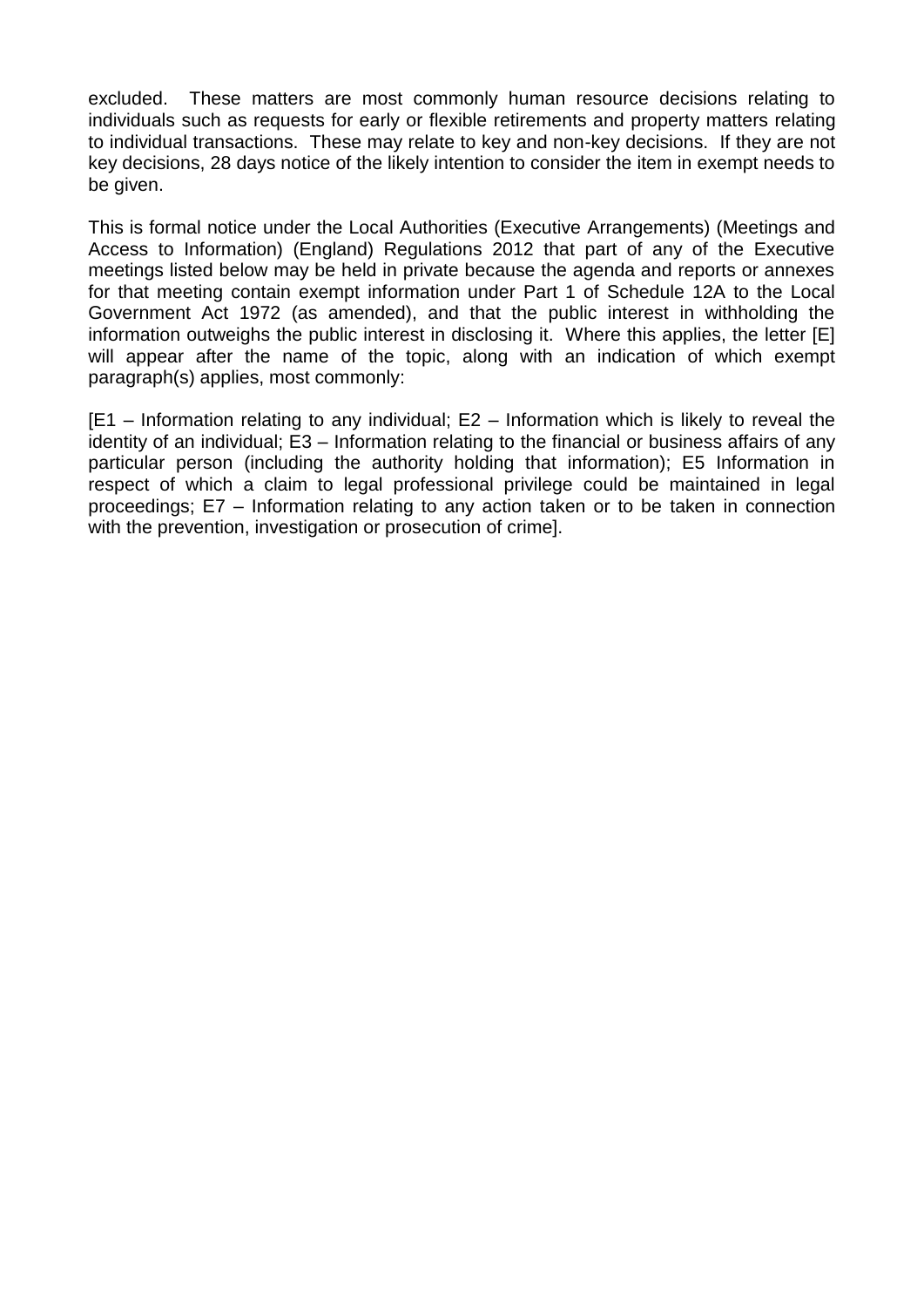excluded. These matters are most commonly human resource decisions relating to individuals such as requests for early or flexible retirements and property matters relating to individual transactions. These may relate to key and non-key decisions. If they are not key decisions, 28 days notice of the likely intention to consider the item in exempt needs to be given.

This is formal notice under the Local Authorities (Executive Arrangements) (Meetings and Access to Information) (England) Regulations 2012 that part of any of the Executive meetings listed below may be held in private because the agenda and reports or annexes for that meeting contain exempt information under Part 1 of Schedule 12A to the Local Government Act 1972 (as amended), and that the public interest in withholding the information outweighs the public interest in disclosing it. Where this applies, the letter [E] will appear after the name of the topic, along with an indication of which exempt paragraph(s) applies, most commonly:

[E1 – Information relating to any individual; E2 – Information which is likely to reveal the identity of an individual; E3 – Information relating to the financial or business affairs of any particular person (including the authority holding that information); E5 Information in respect of which a claim to legal professional privilege could be maintained in legal proceedings; E7 – Information relating to any action taken or to be taken in connection with the prevention, investigation or prosecution of crime].